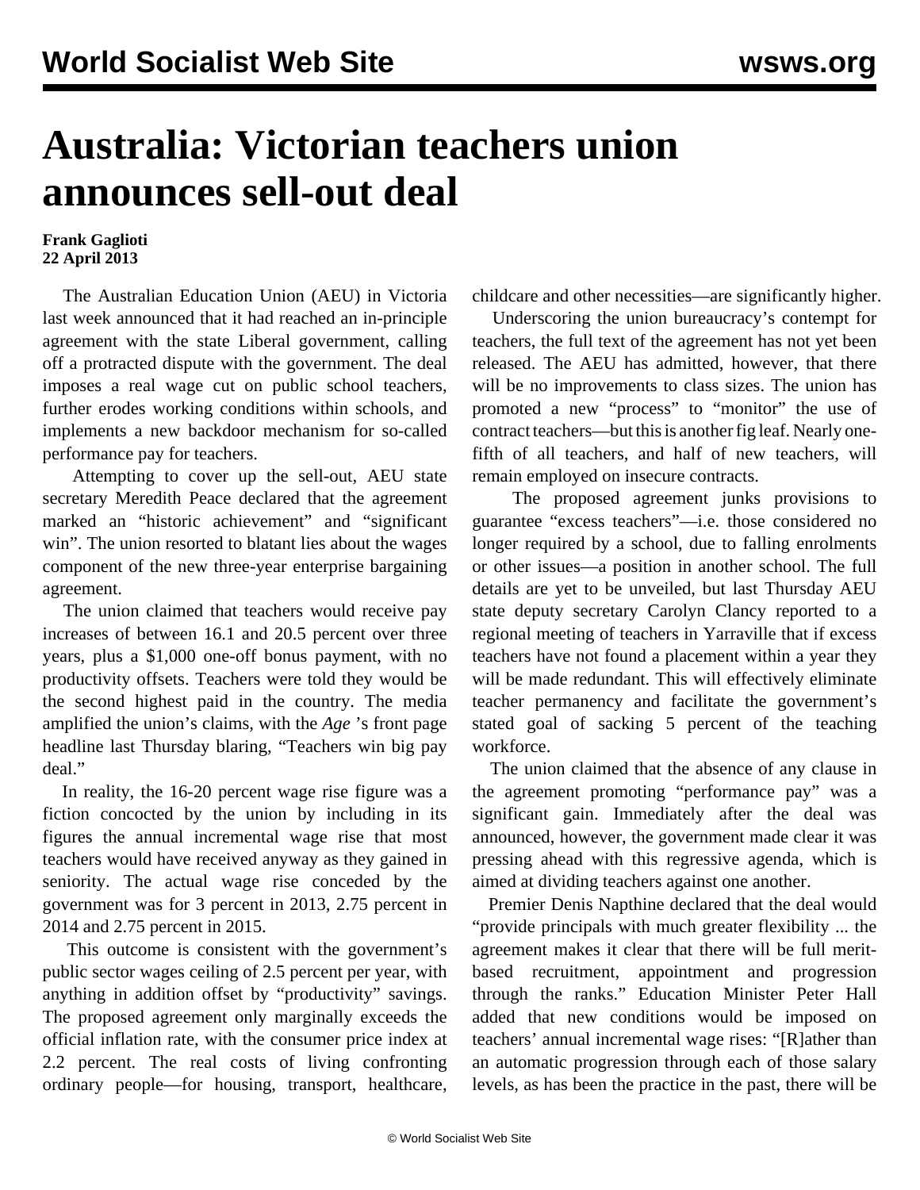# Australia: Victorian teachers union announces sell-out deal

**Frank Gaglioti**
**22 April 2013**

The Australian Education Union (AEU) in Victoria last week announced that it had reached an in-principle agreement with the state Liberal government, calling off a protracted dispute with the government. The deal imposes a real wage cut on public school teachers, further erodes working conditions within schools, and implements a new backdoor mechanism for so-called performance pay for teachers.

Attempting to cover up the sell-out, AEU state secretary Meredith Peace declared that the agreement marked an "historic achievement" and "significant win". The union resorted to blatant lies about the wages component of the new three-year enterprise bargaining agreement.

The union claimed that teachers would receive pay increases of between 16.1 and 20.5 percent over three years, plus a $1,000 one-off bonus payment, with no productivity offsets. Teachers were told they would be the second highest paid in the country. The media amplified the union's claims, with the *Age* 's front page headline last Thursday blaring, "Teachers win big pay deal."

In reality, the 16-20 percent wage rise figure was a fiction concocted by the union by including in its figures the annual incremental wage rise that most teachers would have received anyway as they gained in seniority. The actual wage rise conceded by the government was for 3 percent in 2013, 2.75 percent in 2014 and 2.75 percent in 2015.

This outcome is consistent with the government's public sector wages ceiling of 2.5 percent per year, with anything in addition offset by "productivity" savings. The proposed agreement only marginally exceeds the official inflation rate, with the consumer price index at 2.2 percent. The real costs of living confronting ordinary people—for housing, transport, healthcare, childcare and other necessities—are significantly higher.

Underscoring the union bureaucracy's contempt for teachers, the full text of the agreement has not yet been released. The AEU has admitted, however, that there will be no improvements to class sizes. The union has promoted a new "process" to "monitor" the use of contract teachers—but this is another fig leaf. Nearly one-fifth of all teachers, and half of new teachers, will remain employed on insecure contracts.

The proposed agreement junks provisions to guarantee "excess teachers"—i.e. those considered no longer required by a school, due to falling enrolments or other issues—a position in another school. The full details are yet to be unveiled, but last Thursday AEU state deputy secretary Carolyn Clancy reported to a regional meeting of teachers in Yarraville that if excess teachers have not found a placement within a year they will be made redundant. This will effectively eliminate teacher permanency and facilitate the government's stated goal of sacking 5 percent of the teaching workforce.

The union claimed that the absence of any clause in the agreement promoting "performance pay" was a significant gain. Immediately after the deal was announced, however, the government made clear it was pressing ahead with this regressive agenda, which is aimed at dividing teachers against one another.

Premier Denis Napthine declared that the deal would "provide principals with much greater flexibility ... the agreement makes it clear that there will be full merit-based recruitment, appointment and progression through the ranks." Education Minister Peter Hall added that new conditions would be imposed on teachers' annual incremental wage rises: "[R]ather than an automatic progression through each of those salary levels, as has been the practice in the past, there will be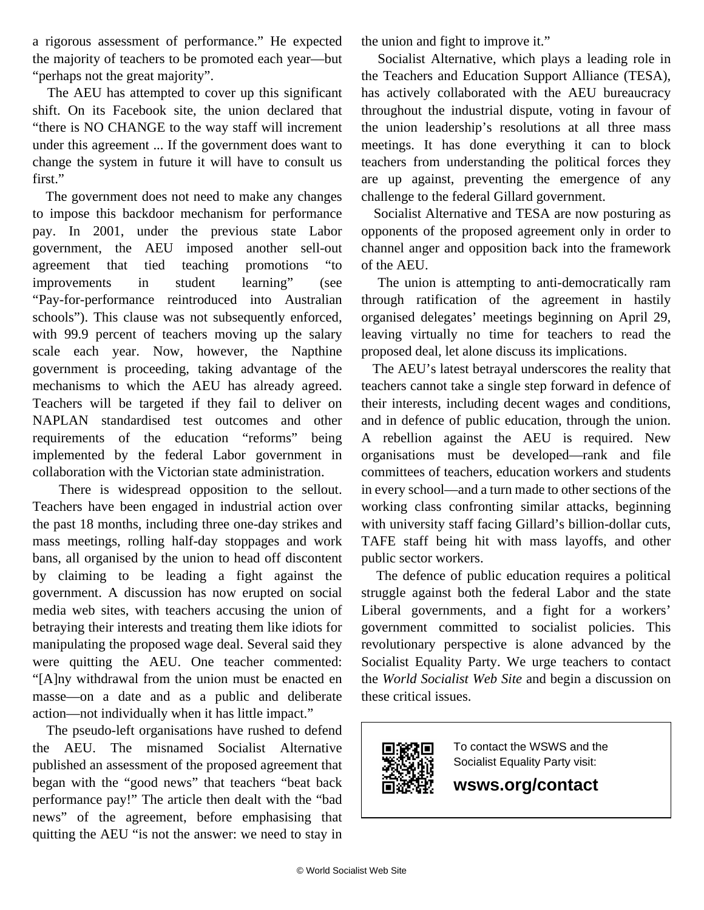a rigorous assessment of performance." He expected the majority of teachers to be promoted each year—but "perhaps not the great majority".

The AEU has attempted to cover up this significant shift. On its Facebook site, the union declared that "there is NO CHANGE to the way staff will increment under this agreement ... If the government does want to change the system in future it will have to consult us first."

The government does not need to make any changes to impose this backdoor mechanism for performance pay. In 2001, under the previous state Labor government, the AEU imposed another sell-out agreement that tied teaching promotions "to improvements in student learning" (see "Pay-for-performance reintroduced into Australian schools"). This clause was not subsequently enforced, with 99.9 percent of teachers moving up the salary scale each year. Now, however, the Napthine government is proceeding, taking advantage of the mechanisms to which the AEU has already agreed. Teachers will be targeted if they fail to deliver on NAPLAN standardised test outcomes and other requirements of the education "reforms" being implemented by the federal Labor government in collaboration with the Victorian state administration.

There is widespread opposition to the sellout. Teachers have been engaged in industrial action over the past 18 months, including three one-day strikes and mass meetings, rolling half-day stoppages and work bans, all organised by the union to head off discontent by claiming to be leading a fight against the government. A discussion has now erupted on social media web sites, with teachers accusing the union of betraying their interests and treating them like idiots for manipulating the proposed wage deal. Several said they were quitting the AEU. One teacher commented: "[A]ny withdrawal from the union must be enacted en masse—on a date and as a public and deliberate action—not individually when it has little impact."

The pseudo-left organisations have rushed to defend the AEU. The misnamed Socialist Alternative published an assessment of the proposed agreement that began with the "good news" that teachers "beat back performance pay!" The article then dealt with the "bad news" of the agreement, before emphasising that quitting the AEU "is not the answer: we need to stay in the union and fight to improve it."

Socialist Alternative, which plays a leading role in the Teachers and Education Support Alliance (TESA), has actively collaborated with the AEU bureaucracy throughout the industrial dispute, voting in favour of the union leadership's resolutions at all three mass meetings. It has done everything it can to block teachers from understanding the political forces they are up against, preventing the emergence of any challenge to the federal Gillard government.

Socialist Alternative and TESA are now posturing as opponents of the proposed agreement only in order to channel anger and opposition back into the framework of the AEU.

The union is attempting to anti-democratically ram through ratification of the agreement in hastily organised delegates' meetings beginning on April 29, leaving virtually no time for teachers to read the proposed deal, let alone discuss its implications.

The AEU's latest betrayal underscores the reality that teachers cannot take a single step forward in defence of their interests, including decent wages and conditions, and in defence of public education, through the union. A rebellion against the AEU is required. New organisations must be developed—rank and file committees of teachers, education workers and students in every school—and a turn made to other sections of the working class confronting similar attacks, beginning with university staff facing Gillard's billion-dollar cuts, TAFE staff being hit with mass layoffs, and other public sector workers.

The defence of public education requires a political struggle against both the federal Labor and the state Liberal governments, and a fight for a workers' government committed to socialist policies. This revolutionary perspective is alone advanced by the Socialist Equality Party. We urge teachers to contact the *World Socialist Web Site* and begin a discussion on these critical issues.

To contact the WSWS and the Socialist Equality Party visit:

**wsws.org/contact**